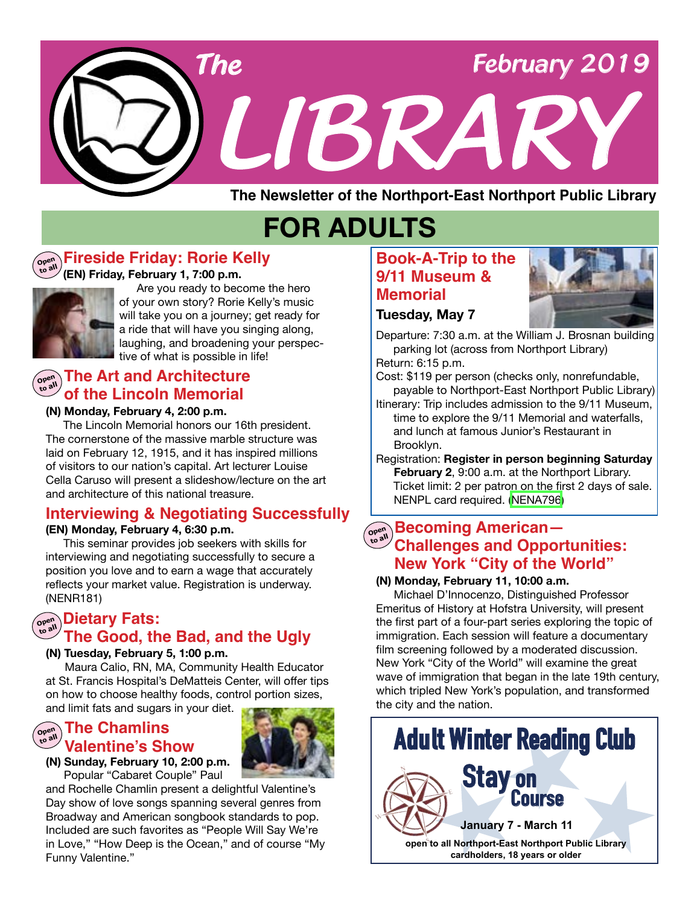# The LIBRARY

February 2019

The Newsletter of the Northport-East Northport Public Library

# FOR ADULTS

## Fireside Friday: Rorie Kelly

Open to all

**(EN) Friday, February 1, 7:00 p.m.**

Are you ready to become the hero of your own story? Rorie Kelly's music will take you on a journey; get ready for a ride that will have you singing along, laughing, and broadening your perspective of what is possible in life!

## The Art and Architecture of the Lincoln Memorial

Open to all

**(N) Monday, February 4, 2:00 p.m.**

The Lincoln Memorial honors our 16th president. The cornerstone of the massive marble structure was laid on February 12, 1915, and it has inspired millions of visitors to our nation's capital. Art lecturer Louise Cella Caruso will present a slideshow/lecture on the art and architecture of this national treasure.

## Interviewing & Negotiating Successfully

**(EN) Monday, February 4, 6:30 p.m.**

This seminar provides job seekers with skills for interviewing and negotiating successfully to secure a position you love and to earn a wage that accurately reflects your market value. Registration is underway. (NENR181)

## Dietary Fats: The Good, the Bad, and the Ugly

Open to all

**(N) Tuesday, February 5, 1:00 p.m.**

Maura Calio, RN, MA, Community Health Educator at St. Francis Hospital's DeMatteis Center, will offer tips on how to choose healthy foods, control portion sizes, and limit fats and sugars in your diet.

## The Chamlins Valentine's Show

Open to all

**(N) Sunday, February 10, 2:00 p.m.**

Popular "Cabaret Couple" Paul and Rochelle Chamlin present a delightful Valentine's Day show of love songs spanning several genres from Broadway and American songbook standards to pop. Included are such favorites as "People Will Say We're in Love," "How Deep is the Ocean," and of course "My Funny Valentine."

## Book-A-Trip to the 9/11 Museum & Memorial

**Tuesday, May 7**

Departure: 7:30 a.m. at the William J. Brosnan building parking lot (across from Northport Library)

Return: 6:15 p.m.

Cost: $119 per person (checks only, nonrefundable, payable to Northport-East Northport Public Library)

Itinerary: Trip includes admission to the 9/11 Museum, time to explore the 9/11 Memorial and waterfalls, and lunch at famous Junior's Restaurant in Brooklyn.

Registration: **Register in person beginning Saturday February 2**, 9:00 a.m. at the Northport Library. Ticket limit: 2 per patron on the first 2 days of sale. NENPL card required. (NENA796)

## Becoming American—Challenges and Opportunities: New York "City of the World"

Open to all

**(N) Monday, February 11, 10:00 a.m.**

Michael D'Innocenzo, Distinguished Professor Emeritus of History at Hofstra University, will present the first part of a four-part series exploring the topic of immigration. Each session will feature a documentary film screening followed by a moderated discussion. New York "City of the World" will examine the great wave of immigration that began in the late 19th century, which tripled New York's population, and transformed the city and the nation.

## Adult Winter Reading Club

### Stay on Course

**January 7 - March 11**

**open to all Northport-East Northport Public Library cardholders, 18 years or older**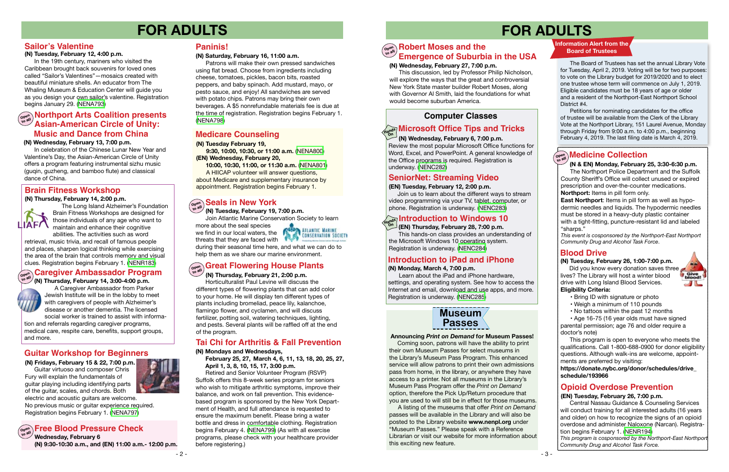# FOR ADULTS

## Sailor's Valentine

**(N) Tuesday, February 12, 4:00 p.m.**

In the 19th century, mariners who visited the Caribbean brought back souvenirs for loved ones called "Sailor's Valentines"—mosaics created with beautiful miniature shells. An educator from The Whaling Museum & Education Center will guide you as you design your own sailor's valentine. Registration begins January 29. (NENA793)

## Northport Arts Coalition presents Asian-American Circle of Unity: Music and Dance from China

Open to all

**(N) Wednesday, February 13, 7:00 p.m.**

In celebration of the Chinese Lunar New Year and Valentine's Day, the Asian-American Circle of Unity offers a program featuring instrumental sizhu music (guqin, guzheng, and bamboo flute) and classical dance of China.

## Brain Fitness Workshop

**(N) Thursday, February 14, 2:00 p.m.**

The Long Island Alzheimer's Foundation Brain Fitness Workshops are designed for those individuals of any age who want to maintain and enhance their cognitive abilities. The activities such as word retrieval, music trivia, and recall of famous people and places, sharpen logical thinking while exercising the area of the brain that controls memory and visual clues. Registration begins February 1. (NENR183)

## Caregiver Ambassador Program

Open to all

**(N) Thursday, February 14, 3:00-4:00 p.m.**

A Caregiver Ambassador from Parker Jewish Institute will be in the lobby to meet with caregivers of people with Alzheimer's disease or another dementia. The licensed social worker is trained to assist with information and referrals regarding caregiver programs, medical care, respite care, benefits, support groups, and more.

## Guitar Workshop for Beginners

**(N) Fridays, February 15 & 22, 7:00 p.m.**

Guitar virtuoso and composer Chris Fury will explain the fundamentals of guitar playing including identifying parts of the guitar, scales, and chords. Both electric and acoustic guitars are welcome. No previous music or guitar experience required. Registration begins February 1. (NENA797)

## Free Blood Pressure Check

Open to all

**Wednesday, February 6**
**(N) 9:30-10:30 a.m., and (EN) 11:00 a.m.- 12:00 p.m.**

## Paninis!

**(N) Saturday, February 16, 11:00 a.m.**

Patrons will make their own pressed sandwiches using flat bread. Choose from ingredients including cheese, tomatoes, pickles, bacon bits, roasted peppers, and baby spinach. Add mustard, mayo, or pesto sauce, and enjoy! All sandwiches are served with potato chips. Patrons may bring their own beverages. A $5 nonrefundable materials fee is due at the time of registration. Registration begins February 1. (NENA798)

## Medicare Counseling

**(N) Tuesday February 19,**
**9:30, 10:00, 10:30, or 11:00 a.m.** (NENA800)
**(EN) Wednesday, February 20,**
**10:00, 10:30, 11:00, or 11:30 a.m.** (NENA801)

A HIICAP volunteer will answer questions, about Medicare and supplementary insurance by appointment. Registration begins February 1.

## Seals in New York

Open to all

**(N) Tuesday, February 19, 7:00 p.m.**

Join Atlantic Marine Conservation Society to learn more about the seal species we find in our local waters, the threats that they are faced with during their seasonal time here, and what we can do to help them as we share our marine environment.

## Great Flowering House Plants

Open to all

**(N) Thursday, February 21, 2:00 p.m.**

Horticulturist Paul Levine will discuss the different types of flowering plants that can add color to your home. He will display ten different types of plants including bromeliad, peace lily, kalanchoe, flamingo flower, and cyclamen, and will discuss fertilizer, potting soil, watering techniques, lighting, and pests. Several plants will be raffled off at the end of the program.

## Tai Chi for Arthritis & Fall Prevention

**(N) Mondays and Wednesdays,**
**February 25, 27, March 4, 6, 11, 13, 18, 20, 25, 27, April 1, 3, 8, 10, 15, 17, 3:00 p.m.**

Retired and Senior Volunteer Program (RSVP) Suffolk offers this 8-week series program for seniors who wish to mitigate arthritic symptoms, improve their balance, and work on fall prevention. This evidence-based program is sponsored by the New York Department of Health, and full attendance is requested to ensure the maximum benefit. Please bring a water bottle and dress in comfortable clothing. Registration begins February 4. (NENA799) (As with all exercise programs, please check with your healthcare provider before registering.)

# FOR ADULTS

## Robert Moses and the Emergence of Suburbia in the USA

Open to all

**(N) Wednesday, February 27, 7:00 p.m.**

This discussion, led by Professor Philip Nicholson, will explore the ways that the great and controversial New York State master builder Robert Moses, along with Governor Al Smith, laid the foundations for what would become suburban America.

## Computer Classes

### Microsoft Office Tips and Tricks

Hands On

**(N) Wednesday, February 6, 7:00 p.m.**

Review the most popular Microsoft Office functions for Word, Excel, and PowerPoint. A general knowledge of the Office programs is required. Registration is underway. (NENC282)

### SeniorNet: Streaming Video

**(EN) Tuesday, February 12, 2:00 p.m.**

Join us to learn about the different ways to stream video programming via your TV, tablet, computer, or phone. Registration is underway. (NENC283)

### Introduction to Windows 10

Hands On

**(EN) Thursday, February 28, 7:00 p.m.**

This hands-on class provides an understanding of the Microsoft Windows 10 operating system. Registration is underway. (NENC284)

### Introduction to iPad and iPhone

**(N) Monday, March 4, 7:00 p.m.**

Learn about the iPad and iPhone hardware, settings, and operating system. See how to access the Internet and email, download and use apps, and more. Registration is underway. (NENC285)

## Museum Passes

**Announcing *Print on Demand* for Museum Passes!**

Coming soon, patrons will have the ability to print their own Museum Passes for select museums in the Library's Museum Pass Program. This enhanced service will allow patrons to print their own admissions pass from home, in the library, or anywhere they have access to a printer. Not all museums in the Library's Museum Pass Program offer the *Print on Demand* option, therefore the Pick Up/Return procedure that you are used to will still be in effect for those museums.

A listing of the museums that offer *Print on Demand* passes will be available in the Library and will also be posted to the Library website **www.nenpl.org** under "Museum Passes." Please speak with a Reference Librarian or visit our website for more information about this exciting new feature.

## Information Alert from the Board of Trustees

The Board of Trustees has set the annual Library Vote for Tuesday, April 2, 2019. Voting will be for two purposes: to vote on the Library budget for 2019/2020 and to elect one trustee whose term will commence on July 1, 2019. Eligible candidates must be 18 years of age or older and a resident of the Northport-East Northport School District #4.

Petitions for nominating candidates for the office of trustee will be available from the Clerk of the Library Vote at the Northport Library, 151 Laurel Avenue, Monday through Friday from 9:00 a.m. to 4:00 p.m., beginning February 4, 2019. The last filing date is March 4, 2019.

## Medicine Collection

Open to all

**(N & EN) Monday, February 25, 3:30-6:30 p.m.**

The Northport Police Department and the Suffolk County Sheriff's Office will collect unused or expired prescription and over-the-counter medications.

**Northport:** Items in pill form only.

**East Northport**: Items in pill form as well as hypodermic needles and liquids. The hypodermic needles must be stored in a heavy-duty plastic container with a tight-fitting, puncture-resistant lid and labeled "sharps."

*This event is cosponsored by the Northport-East Northport Community Drug and Alcohol Task Force.*

## Blood Drive

**(N) Tuesday, February 26, 1:00-7:00 p.m.**

Did you know every donation saves three lives? The Library will host a winter blood drive with Long Island Blood Services.

**Eligibility Criteria:**

- Bring ID with signature or photo
- Weigh a minimum of 110 pounds
- No tattoos within the past 12 months
- Age 16-75 (16 year olds must have signed parental permission; age 76 and older require a doctor's note)

This program is open to everyone who meets the qualifications. Call 1-800-688-0900 for donor eligibility questions. Although walk-ins are welcome, appointments are preferred by visiting:

**https://donate.nybc.org/donor/schedules/drive_schedule/193966**

## Opioid Overdose Prevention

**(EN) Tuesday, February 26, 7:00 p.m.**

Central Nassau Guidance & Counseling Services will conduct training for all interested adults (16 years and older) on how to recognize the signs of an opioid overdose and administer Naloxone (Narcan). Registration begins February 1. (NENR194)

*This program is cosponsored by the Northport-East Northport Community Drug and Alcohol Task Force.*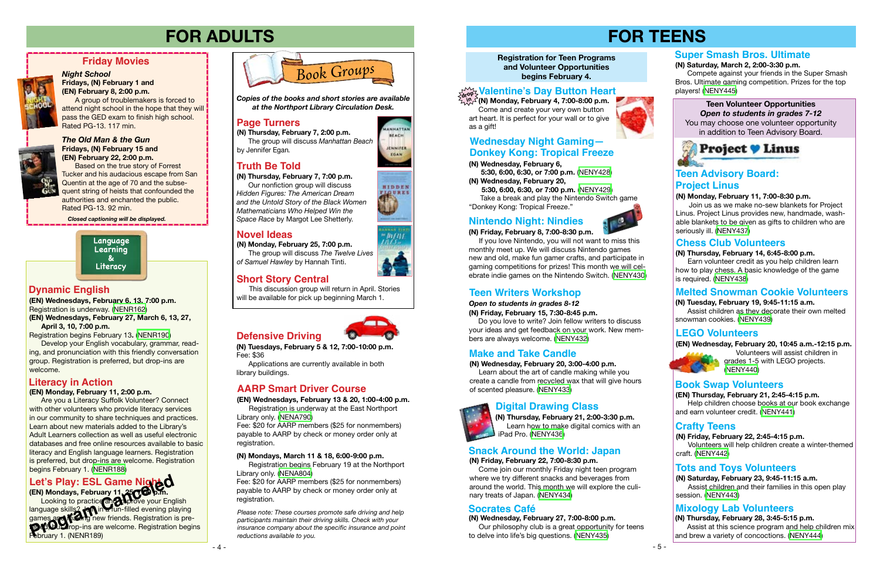# FOR ADULTS

## Friday Movies

### *Night School*

**Fridays, (N) February 1 and (EN) February 8, 2:00 p.m.**

A group of troublemakers is forced to attend night school in the hope that they will pass the GED exam to finish high school. Rated PG-13. 117 min.

### *The Old Man & the Gun*

**Fridays, (N) February 15 and (EN) February 22, 2:00 p.m.**

Based on the true story of Forrest Tucker and his audacious escape from San Quentin at the age of 70 and the subsequent string of heists that confounded the authorities and enchanted the public. Rated PG-13. 92 min.

***Closed captioning will be displayed.***

## Language Learning & Literacy

### Dynamic English

**(EN) Wednesdays, February 6, 13, 7:00 p.m.**
Registration is underway. (NENR162)

**(EN) Wednesdays, February 27, March 6, 13, 27, April 3, 10, 7:00 p.m.**
Registration begins February 13. (NENR190)

Develop your English vocabulary, grammar, reading, and pronunciation with this friendly conversation group. Registration is preferred, but drop-ins are welcome.

### Literacy in Action

**(EN) Monday, February 11, 2:00 p.m.**

Are you a Literacy Suffolk Volunteer? Connect with other volunteers who provide literacy services in our community to share techniques and practices. Learn about new materials added to the Library's Adult Learners collection as well as useful electronic databases and free online resources available to basic literacy and English language learners. Registration is preferred, but drop-ins are welcome. Registration begins February 1. (NENR188)

### Let's Play: ESL Game Night

**Program Canceled**

**(EN) Mondays, February 11, 25, 7:00 p.m.**

Looking to practice and improve your English language skills? Join in a fun-filled evening playing games and making new friends. Registration is preferred, but drop-ins are welcome. Registration begins February 1. (NENR189)

## Book Groups

***Copies of the books and short stories are available at the Northport Library Circulation Desk.***

### Page Turners

**(N) Thursday, February 7, 2:00 p.m.**

The group will discuss *Manhattan Beach* by Jennifer Egan.

### Truth Be Told

**(N) Thursday, February 7, 7:00 p.m.**

Our nonfiction group will discuss *Hidden Figures: The American Dream and the Untold Story of the Black Women Mathematicians Who Helped Win the Space Race* by Margot Lee Shetterly.

### Novel Ideas

**(N) Monday, February 25, 7:00 p.m.**

The group will discuss *The Twelve Lives of Samuel Hawley* by Hannah Tinti.

### Short Story Central

This discussion group will return in April. Stories will be available for pick up beginning March 1.

## Defensive Driving

**(N) Tuesdays, February 5 & 12, 7:00-10:00 p.m.**
Fee: $36

Applications are currently available in both library buildings.

## AARP Smart Driver Course

**(EN) Wednesdays, February 13 & 20, 1:00-4:00 p.m.**

Registration is underway at the East Northport Library only. (NENA790)
Fee: $20 for AARP members ($25 for nonmembers) payable to AARP by check or money order only at registration.

**(N) Mondays, March 11 & 18, 6:00-9:00 p.m.**

Registration begins February 19 at the Northport Library only. (NENA804)
Fee: $20 for AARP members ($25 for nonmembers) payable to AARP by check or money order only at registration.

*Please note: These courses promote safe driving and help participants maintain their driving skills. Check with your insurance company about the specific insurance and point reductions available to you.*

# FOR TEENS

**Registration for Teen Programs and Volunteer Opportunities begins February 4.**

### Valentine's Day Button Heart

drop in

**(N) Monday, February 4, 7:00-8:00 p.m.**

Come and create your very own button art heart. It is perfect for your wall or to give as a gift!

### Wednesday Night Gaming—Donkey Kong: Tropical Freeze

**(N) Wednesday, February 6, 5:30, 6:00, 6:30, or 7:00 p.m.** (NENY428)
**(N) Wednesday, February 20, 5:30, 6:00, 6:30, or 7:00 p.m.** (NENY429)

Take a break and play the Nintendo Switch game "Donkey Kong: Tropical Freeze."

### Nintendo Night: Nindies

**(N) Friday, February 8, 7:00-8:30 p.m.**

If you love Nintendo, you will not want to miss this monthly meet up. We will discuss Nintendo games new and old, make fun gamer crafts, and participate in gaming competitions for prizes! This month we will celebrate indie games on the Nintendo Switch. (NENY430)

### Teen Writers Workshop

***Open to students in grades 8-12***
**(N) Friday, February 15, 7:30-8:45 p.m.**

Do you love to write? Join fellow writers to discuss your ideas and get feedback on your work. New members are always welcome. (NENY432)

### Make and Take Candle

**(N) Wednesday, February 20, 3:00-4:00 p.m.**

Learn about the art of candle making while you create a candle from recycled wax that will give hours of scented pleasure. (NENY433)

### Digital Drawing Class

**(N) Thursday, February 21, 2:00-3:30 p.m.**

Learn how to make digital comics with an iPad Pro. (NENY436)

### Snack Around the World: Japan

**(N) Friday, February 22, 7:00-8:30 p.m.**

Come join our monthly Friday night teen program where we try different snacks and beverages from around the world. This month we will explore the culinary traditions of Japan. (NENY434)

### Socrates Café

**(N) Wednesday, February 27, 7:00-8:00 p.m.**

Our philosophy club is a great opportunity for teens to delve into life's big questions. (NENY435)

### Super Smash Bros. Ultimate

**(N) Saturday, March 2, 2:00-3:30 p.m.**

Compete against your friends in the Super Smash Bros. Ultimate gaming competition. Prizes for the top players! (NENY445)

## Teen Volunteer Opportunities

***Open to students in grades 7-12***

You may choose one volunteer opportunity in addition to Teen Advisory Board.

### Teen Advisory Board: Project Linus

**(N) Monday, February 11, 7:00-8:30 p.m.**

Join us as we make no-sew blankets for Project Linus. Project Linus provides new, handmade, washable blankets to be given as gifts to children who are seriously ill. (NENY437)

### Chess Club Volunteers

**(N) Thursday, February 14, 6:45-8:00 p.m.**

Earn volunteer credit as you help children learn how to play chess. A basic knowledge of the game is required. (NENY438)

### Melted Snowman Cookie Volunteers

**(N) Tuesday, February 19, 9:45-11:15 a.m.**

Assist children as they decorate their own melted snowman cookies. (NENY439)

### LEGO Volunteers

**(EN) Wednesday, February 20, 10:45 a.m.-12:15 p.m.**

Volunteers will assist children in grades 1-5 with LEGO projects. (NENY440)

### Book Swap Volunteers

**(EN) Thursday, February 21, 2:45-4:15 p.m.**

Help children choose books at our book exchange and earn volunteer credit. (NENY441)

### Crafty Teens

**(N) Friday, February 22, 2:45-4:15 p.m.**

Volunteers will help children create a winter-themed craft. (NENY442)

### Tots and Toys Volunteers

**(N) Saturday, February 23, 9:45-11:15 a.m.**

Assist children and their families in this open play session. (NENY443)

### Mixology Lab Volunteers

**(N) Thursday, February 28, 3:45-5:15 p.m.**

Assist at this science program and help children mix and brew a variety of concoctions. (NENY444)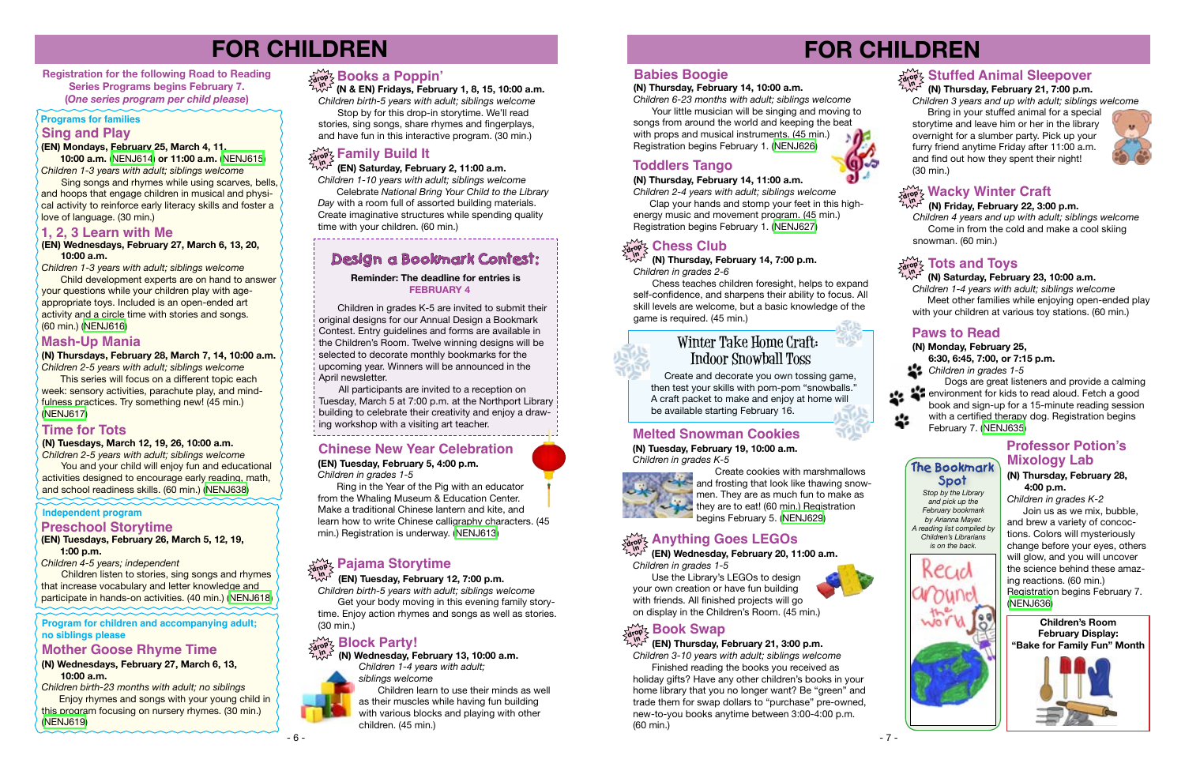# FOR CHILDREN

**Registration for the following Road to Reading Series Programs begins February 7. (*One series program per child please*)**

**Programs for families**

## Sing and Play

**(EN) Mondays, February 25, March 4, 11, 10:00 a.m. (NENJ614) or 11:00 a.m. (NENJ615)**

*Children 1-3 years with adult; siblings welcome*

Sing songs and rhymes while using scarves, bells, and hoops that engage children in musical and physical activity to reinforce early literacy skills and foster a love of language. (30 min.)

## 1, 2, 3 Learn with Me

**(EN) Wednesdays, February 27, March 6, 13, 20, 10:00 a.m.**

*Children 1-3 years with adult; siblings welcome*

Child development experts are on hand to answer your questions while your children play with age-appropriate toys. Included is an open-ended art activity and a circle time with stories and songs. (60 min.) (NENJ616)

## Mash-Up Mania

**(N) Thursdays, February 28, March 7, 14, 10:00 a.m.**

*Children 2-5 years with adult; siblings welcome*

This series will focus on a different topic each week: sensory activities, parachute play, and mindfulness practices. Try something new! (45 min.) (NENJ617)

## Time for Tots

**(N) Tuesdays, March 12, 19, 26, 10:00 a.m.**

*Children 2-5 years with adult; siblings welcome*

You and your child will enjoy fun and educational activities designed to encourage early reading, math, and school readiness skills. (60 min.) (NENJ638)

**Independent program**

## Preschool Storytime

**(EN) Tuesdays, February 26, March 5, 12, 19, 1:00 p.m.**

*Children 4-5 years; independent*

Children listen to stories, sing songs and rhymes that increase vocabulary and letter knowledge and participate in hands-on activities. (40 min.) (NENJ618)

**Program for children and accompanying adult; no siblings please**

## Mother Goose Rhyme Time

**(N) Wednesdays, February 27, March 6, 13, 10:00 a.m.**

*Children birth-23 months with adult; no siblings*

Enjoy rhymes and songs with your young child in this program focusing on nursery rhymes. (30 min.) (NENJ619)

## Books a Poppin'

**(N & EN) Fridays, February 1, 8, 15, 10:00 a.m.**

*Children birth-5 years with adult; siblings welcome*

Stop by for this drop-in storytime. We'll read stories, sing songs, share rhymes and fingerplays, and have fun in this interactive program. (30 min.)

## Family Build It

**(EN) Saturday, February 2, 11:00 a.m.**

*Children 1-10 years with adult; siblings welcome*

Celebrate *National Bring Your Child to the Library Day* with a room full of assorted building materials. Create imaginative structures while spending quality time with your children. (60 min.)

## Design a Bookmark Contest:

**Reminder: The deadline for entries is FEBRUARY 4**

Children in grades K-5 are invited to submit their original designs for our Annual Design a Bookmark Contest. Entry guidelines and forms are available in the Children's Room. Twelve winning designs will be selected to decorate monthly bookmarks for the upcoming year. Winners will be announced in the April newsletter.

All participants are invited to a reception on Tuesday, March 5 at 7:00 p.m. at the Northport Library building to celebrate their creativity and enjoy a drawing workshop with a visiting art teacher.

## Chinese New Year Celebration

**(EN) Tuesday, February 5, 4:00 p.m.**

*Children in grades 1-5*

Ring in the Year of the Pig with an educator from the Whaling Museum & Education Center. Make a traditional Chinese lantern and kite, and learn how to write Chinese calligraphy characters. (45 min.) Registration is underway. (NENJ613)

## Pajama Storytime

**(EN) Tuesday, February 12, 7:00 p.m.**

*Children birth-5 years with adult; siblings welcome*

Get your body moving in this evening family storytime. Enjoy action rhymes and songs as well as stories. (30 min.)

## Block Party!

**(N) Wednesday, February 13, 10:00 a.m.**

*Children 1-4 years with adult; siblings welcome*

Children learn to use their minds as well as their muscles while having fun building with various blocks and playing with other children. (45 min.)

## Babies Boogie

**(N) Thursday, February 14, 10:00 a.m.**

*Children 6-23 months with adult; siblings welcome*

Your little musician will be singing and moving to songs from around the world and keeping the beat with props and musical instruments. (45 min.) Registration begins February 1. (NENJ626)

## Toddlers Tango

**(N) Thursday, February 14, 11:00 a.m.**

*Children 2-4 years with adult; siblings welcome*

Clap your hands and stomp your feet in this high-energy music and movement program. (45 min.) Registration begins February 1. (NENJ627)

## Chess Club

**(N) Thursday, February 14, 7:00 p.m.**

*Children in grades 2-6*

Chess teaches children foresight, helps to expand self-confidence, and sharpens their ability to focus. All skill levels are welcome, but a basic knowledge of the game is required. (45 min.)

## Winter Take Home Craft: Indoor Snowball Toss

Create and decorate you own tossing game, then test your skills with pom-pom "snowballs." A craft packet to make and enjoy at home will be available starting February 16.

## Melted Snowman Cookies

**(N) Tuesday, February 19, 10:00 a.m.**

*Children in grades K-5*

Create cookies with marshmallows and frosting that look like thawing snowmen. They are as much fun to make as they are to eat! (60 min.) Registration begins February 5. (NENJ629)

## Anything Goes LEGOs

**(EN) Wednesday, February 20, 11:00 a.m.**

*Children in grades 1-5*

Use the Library's LEGOs to design your own creation or have fun building with friends. All finished projects will go on display in the Children's Room. (45 min.)

## Book Swap

**(EN) Thursday, February 21, 3:00 p.m.**

*Children 3-10 years with adult; siblings welcome*

Finished reading the books you received as holiday gifts? Have any other children's books in your home library that you no longer want? Be "green" and trade them for swap dollars to "purchase" pre-owned, new-to-you books anytime between 3:00-4:00 p.m. (60 min.)

## Stuffed Animal Sleepover

**(N) Thursday, February 21, 7:00 p.m.**

*Children 3 years and up with adult; siblings welcome*

Bring in your stuffed animal for a special storytime and leave him or her in the library overnight for a slumber party. Pick up your furry friend anytime Friday after 11:00 a.m. and find out how they spent their night! (30 min.)

## Wacky Winter Craft

**(N) Friday, February 22, 3:00 p.m.**

*Children 4 years and up with adult; siblings welcome*

Come in from the cold and make a cool skiing snowman. (60 min.)

## Tots and Toys

**(N) Saturday, February 23, 10:00 a.m.**

*Children 1-4 years with adult; siblings welcome*

Meet other families while enjoying open-ended play with your children at various toy stations. (60 min.)

## Paws to Read

**(N) Monday, February 25, 6:30, 6:45, 7:00, or 7:15 p.m.**

*Children in grades 1-5*

Dogs are great listeners and provide a calming environment for kids to read aloud. Fetch a good book and sign-up for a 15-minute reading session with a certified therapy dog. Registration begins February 7. (NENJ635)

## The Bookmark Spot

*Stop by the Library and pick up the February bookmark by Arianna Mayer. A reading list compiled by Children's Librarians is on the back.*

## Professor Potion's Mixology Lab

**(N) Thursday, February 28, 4:00 p.m.**

*Children in grades K-2*

Join us as we mix, bubble, and brew a variety of concoctions. Colors will mysteriously change before your eyes, others will glow, and you will uncover the science behind these amazing reactions. (60 min.) Registration begins February 7. (NENJ636)

**Children's Room February Display: "Bake for Family Fun" Month**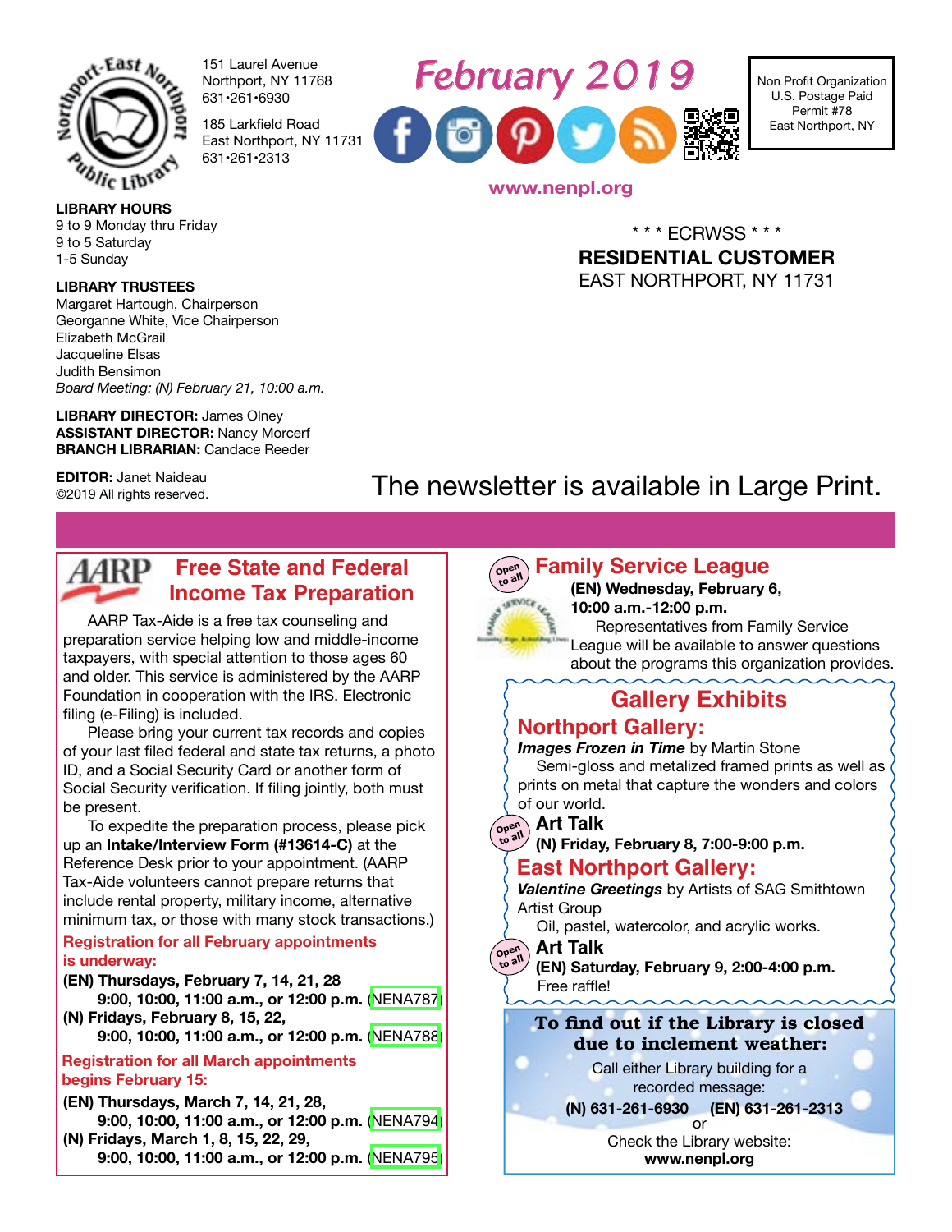151 Laurel Avenue
Northport, NY 11768
631•261•6930

185 Larkfield Road
East Northport, NY 11731
631•261•2313

# February 2019

**www.nenpl.org**

Non Profit Organization
U.S. Postage Paid
Permit #78
East Northport, NY

\* \* \* ECRWSS \* \* \*
**RESIDENTIAL CUSTOMER**
EAST NORTHPORT, NY 11731

**LIBRARY HOURS**
9 to 9 Monday thru Friday
9 to 5 Saturday
1-5 Sunday

**LIBRARY TRUSTEES**
Margaret Hartough, Chairperson
Georganne White, Vice Chairperson
Elizabeth McGrail
Jacqueline Elsas
Judith Bensimon
*Board Meeting: (N) February 21, 10:00 a.m.*

**LIBRARY DIRECTOR:** James Olney
**ASSISTANT DIRECTOR:** Nancy Morcerf
**BRANCH LIBRARIAN:** Candace Reeder

**EDITOR:** Janet Naideau
©2019 All rights reserved.

The newsletter is available in Large Print.

## Free State and Federal Income Tax Preparation

AARP Tax-Aide is a free tax counseling and preparation service helping low and middle-income taxpayers, with special attention to those ages 60 and older. This service is administered by the AARP Foundation in cooperation with the IRS. Electronic filing (e-Filing) is included.

Please bring your current tax records and copies of your last filed federal and state tax returns, a photo ID, and a Social Security Card or another form of Social Security verification. If filing jointly, both must be present.

To expedite the preparation process, please pick up an **Intake/Interview Form (#13614-C)** at the Reference Desk prior to your appointment. (AARP Tax-Aide volunteers cannot prepare returns that include rental property, military income, alternative minimum tax, or those with many stock transactions.)

**Registration for all February appointments is underway:**

**(EN) Thursdays, February 7, 14, 21, 28**
**9:00, 10:00, 11:00 a.m., or 12:00 p.m.** (NENA787)
**(N) Fridays, February 8, 15, 22,**
**9:00, 10:00, 11:00 a.m., or 12:00 p.m.** (NENA788)

**Registration for all March appointments begins February 15:**

**(EN) Thursdays, March 7, 14, 21, 28,**
**9:00, 10:00, 11:00 a.m., or 12:00 p.m.** (NENA794)
**(N) Fridays, March 1, 8, 15, 22, 29,**
**9:00, 10:00, 11:00 a.m., or 12:00 p.m.** (NENA795)

## Family Service League

Open to all

**(EN) Wednesday, February 6, 10:00 a.m.-12:00 p.m.**

Representatives from Family Service League will be available to answer questions about the programs this organization provides.

## Gallery Exhibits

### Northport Gallery:

***Images Frozen in Time*** by Martin Stone

Semi-gloss and metalized framed prints as well as prints on metal that capture the wonders and colors of our world.

**Art Talk** (Open to all)
**(N) Friday, February 8, 7:00-9:00 p.m.**

### East Northport Gallery:

***Valentine Greetings*** by Artists of SAG Smithtown Artist Group

Oil, pastel, watercolor, and acrylic works.

**Art Talk** (Open to all)
**(EN) Saturday, February 9, 2:00-4:00 p.m.**
Free raffle!

**To find out if the Library is closed due to inclement weather:**

Call either Library building for a recorded message:
**(N) 631-261-6930 (EN) 631-261-2313**
or
Check the Library website:
**www.nenpl.org**